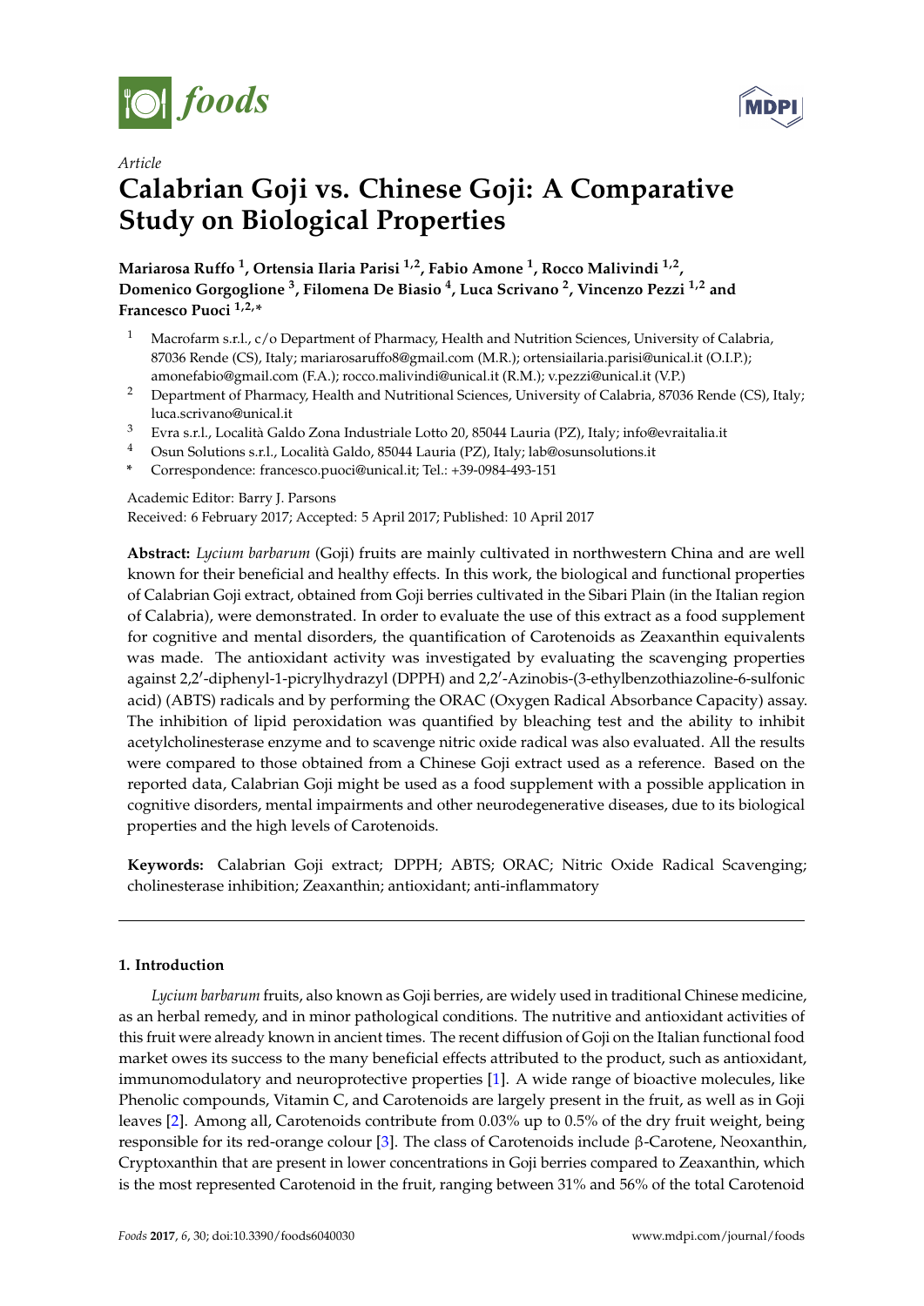*Article*

# Calabrian Goji vs. Chinese Goji: A Comparative Study on Biological Properties

**Mariarosa Ruffo [1], Ortensia Ilaria Parisi [1,2], Fabio Amone [1], Rocco Malivindi [1,2], Domenico Gorgoglione [3], Filomena De Biasio [4], Luca Scrivano [2], Vincenzo Pezzi [1,2] and Francesco Puoci [1,2,*]**

[1] Macrofarm s.r.l., c/o Department of Pharmacy, Health and Nutrition Sciences, University of Calabria, 87036 Rende (CS), Italy; mariarosaruffo8@gmail.com (M.R.); ortensiailaria.parisi@unical.it (O.I.P.); amonefabio@gmail.com (F.A.); rocco.malivindi@unical.it (R.M.); v.pezzi@unical.it (V.P.)

[2] Department of Pharmacy, Health and Nutritional Sciences, University of Calabria, 87036 Rende (CS), Italy; luca.scrivano@unical.it

[3] Evra s.r.l., Località Galdo Zona Industriale Lotto 20, 85044 Lauria (PZ), Italy; info@evraitalia.it

[4] Osun Solutions s.r.l., Località Galdo, 85044 Lauria (PZ), Italy; lab@osunsolutions.it

* Correspondence: francesco.puoci@unical.it; Tel.: +39-0984-493-151

Academic Editor: Barry J. Parsons

Received: 6 February 2017; Accepted: 5 April 2017; Published: 10 April 2017

**Abstract:** *Lycium barbarum* (Goji) fruits are mainly cultivated in northwestern China and are well known for their beneficial and healthy effects. In this work, the biological and functional properties of Calabrian Goji extract, obtained from Goji berries cultivated in the Sibari Plain (in the Italian region of Calabria), were demonstrated. In order to evaluate the use of this extract as a food supplement for cognitive and mental disorders, the quantification of Carotenoids as Zeaxanthin equivalents was made. The antioxidant activity was investigated by evaluating the scavenging properties against 2,2′-diphenyl-1-picrylhydrazyl (DPPH) and 2,2′-Azinobis-(3-ethylbenzothiazoline-6-sulfonic acid) (ABTS) radicals and by performing the ORAC (Oxygen Radical Absorbance Capacity) assay. The inhibition of lipid peroxidation was quantified by bleaching test and the ability to inhibit acetylcholinesterase enzyme and to scavenge nitric oxide radical was also evaluated. All the results were compared to those obtained from a Chinese Goji extract used as a reference. Based on the reported data, Calabrian Goji might be used as a food supplement with a possible application in cognitive disorders, mental impairments and other neurodegenerative diseases, due to its biological properties and the high levels of Carotenoids.

**Keywords:** Calabrian Goji extract; DPPH; ABTS; ORAC; Nitric Oxide Radical Scavenging; cholinesterase inhibition; Zeaxanthin; antioxidant; anti-inflammatory

## 1. Introduction

*Lycium barbarum* fruits, also known as Goji berries, are widely used in traditional Chinese medicine, as an herbal remedy, and in minor pathological conditions. The nutritive and antioxidant activities of this fruit were already known in ancient times. The recent diffusion of Goji on the Italian functional food market owes its success to the many beneficial effects attributed to the product, such as antioxidant, immunomodulatory and neuroprotective properties [1]. A wide range of bioactive molecules, like Phenolic compounds, Vitamin C, and Carotenoids are largely present in the fruit, as well as in Goji leaves [2]. Among all, Carotenoids contribute from 0.03% up to 0.5% of the dry fruit weight, being responsible for its red-orange colour [3]. The class of Carotenoids include β-Carotene, Neoxanthin, Cryptoxanthin that are present in lower concentrations in Goji berries compared to Zeaxanthin, which is the most represented Carotenoid in the fruit, ranging between 31% and 56% of the total Carotenoid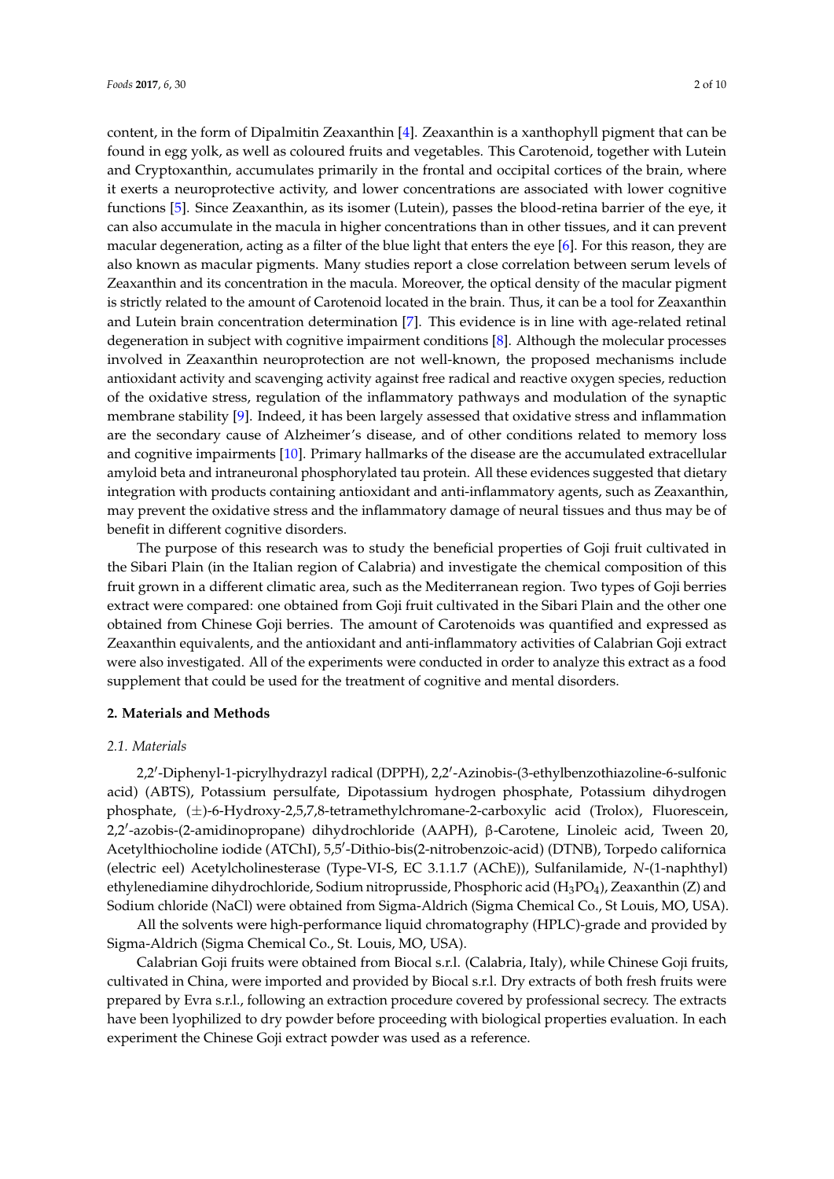content, in the form of Dipalmitin Zeaxanthin [4]. Zeaxanthin is a xanthophyll pigment that can be found in egg yolk, as well as coloured fruits and vegetables. This Carotenoid, together with Lutein and Cryptoxanthin, accumulates primarily in the frontal and occipital cortices of the brain, where it exerts a neuroprotective activity, and lower concentrations are associated with lower cognitive functions [5]. Since Zeaxanthin, as its isomer (Lutein), passes the blood-retina barrier of the eye, it can also accumulate in the macula in higher concentrations than in other tissues, and it can prevent macular degeneration, acting as a filter of the blue light that enters the eye [6]. For this reason, they are also known as macular pigments. Many studies report a close correlation between serum levels of Zeaxanthin and its concentration in the macula. Moreover, the optical density of the macular pigment is strictly related to the amount of Carotenoid located in the brain. Thus, it can be a tool for Zeaxanthin and Lutein brain concentration determination [7]. This evidence is in line with age-related retinal degeneration in subject with cognitive impairment conditions [8]. Although the molecular processes involved in Zeaxanthin neuroprotection are not well-known, the proposed mechanisms include antioxidant activity and scavenging activity against free radical and reactive oxygen species, reduction of the oxidative stress, regulation of the inflammatory pathways and modulation of the synaptic membrane stability [9]. Indeed, it has been largely assessed that oxidative stress and inflammation are the secondary cause of Alzheimer's disease, and of other conditions related to memory loss and cognitive impairments [10]. Primary hallmarks of the disease are the accumulated extracellular amyloid beta and intraneuronal phosphorylated tau protein. All these evidences suggested that dietary integration with products containing antioxidant and anti-inflammatory agents, such as Zeaxanthin, may prevent the oxidative stress and the inflammatory damage of neural tissues and thus may be of benefit in different cognitive disorders.

The purpose of this research was to study the beneficial properties of Goji fruit cultivated in the Sibari Plain (in the Italian region of Calabria) and investigate the chemical composition of this fruit grown in a different climatic area, such as the Mediterranean region. Two types of Goji berries extract were compared: one obtained from Goji fruit cultivated in the Sibari Plain and the other one obtained from Chinese Goji berries. The amount of Carotenoids was quantified and expressed as Zeaxanthin equivalents, and the antioxidant and anti-inflammatory activities of Calabrian Goji extract were also investigated. All of the experiments were conducted in order to analyze this extract as a food supplement that could be used for the treatment of cognitive and mental disorders.

## 2. Materials and Methods

### 2.1. Materials

2,2′-Diphenyl-1-picrylhydrazyl radical (DPPH), 2,2′-Azinobis-(3-ethylbenzothiazoline-6-sulfonic acid) (ABTS), Potassium persulfate, Dipotassium hydrogen phosphate, Potassium dihydrogen phosphate, (±)-6-Hydroxy-2,5,7,8-tetramethylchromane-2-carboxylic acid (Trolox), Fluorescein, 2,2′-azobis-(2-amidinopropane) dihydrochloride (AAPH), β-Carotene, Linoleic acid, Tween 20, Acetylthiocholine iodide (ATChI), 5,5′-Dithio-bis(2-nitrobenzoic-acid) (DTNB), Torpedo californica (electric eel) Acetylcholinesterase (Type-VI-S, EC 3.1.1.7 (AChE)), Sulfanilamide, *N*-(1-naphthyl) ethylenediamine dihydrochloride, Sodium nitroprusside, Phosphoric acid ($H_3PO_4$), Zeaxanthin (Z) and Sodium chloride (NaCl) were obtained from Sigma-Aldrich (Sigma Chemical Co., St Louis, MO, USA).

All the solvents were high-performance liquid chromatography (HPLC)-grade and provided by Sigma-Aldrich (Sigma Chemical Co., St. Louis, MO, USA).

Calabrian Goji fruits were obtained from Biocal s.r.l. (Calabria, Italy), while Chinese Goji fruits, cultivated in China, were imported and provided by Biocal s.r.l. Dry extracts of both fresh fruits were prepared by Evra s.r.l., following an extraction procedure covered by professional secrecy. The extracts have been lyophilized to dry powder before proceeding with biological properties evaluation. In each experiment the Chinese Goji extract powder was used as a reference.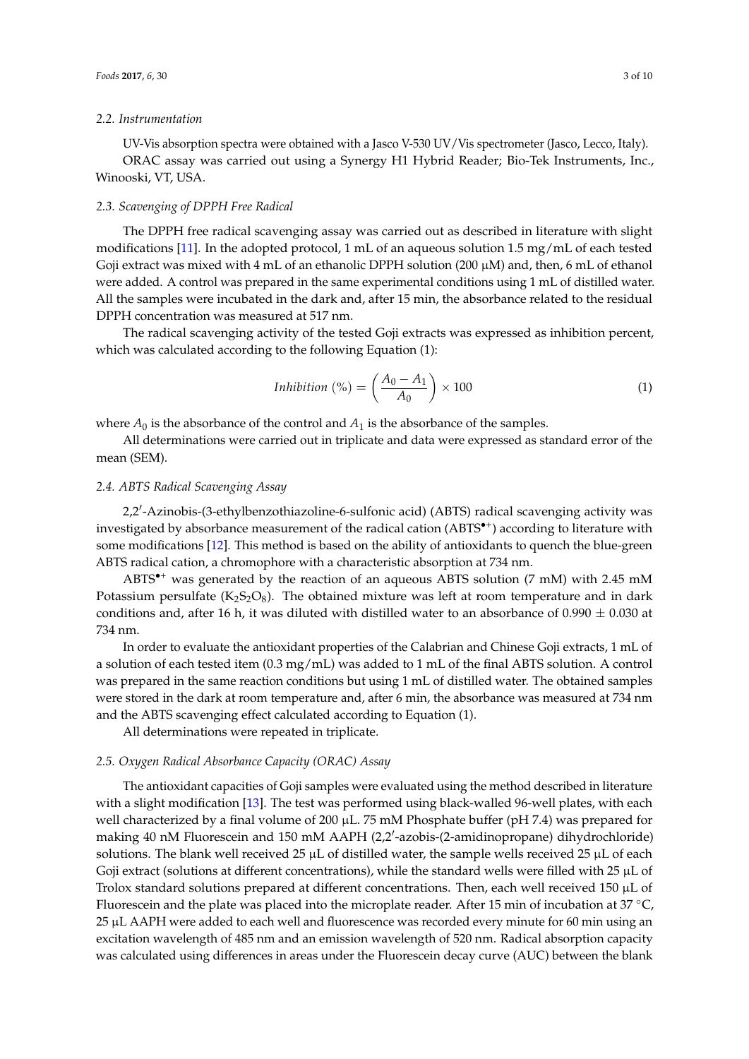### 2.2. Instrumentation

UV-Vis absorption spectra were obtained with a Jasco V-530 UV/Vis spectrometer (Jasco, Lecco, Italy).

ORAC assay was carried out using a Synergy H1 Hybrid Reader; Bio-Tek Instruments, Inc., Winooski, VT, USA.

### 2.3. Scavenging of DPPH Free Radical

The DPPH free radical scavenging assay was carried out as described in literature with slight modifications [11]. In the adopted protocol, 1 mL of an aqueous solution 1.5 mg/mL of each tested Goji extract was mixed with 4 mL of an ethanolic DPPH solution (200 μM) and, then, 6 mL of ethanol were added. A control was prepared in the same experimental conditions using 1 mL of distilled water. All the samples were incubated in the dark and, after 15 min, the absorbance related to the residual DPPH concentration was measured at 517 nm.

The radical scavenging activity of the tested Goji extracts was expressed as inhibition percent, which was calculated according to the following Equation (1):

$$Inhibition\ (\%) = \left(\frac{A_0 - A_1}{A_0}\right) \times 100 \tag{1}$$

where $A_0$ is the absorbance of the control and $A_1$ is the absorbance of the samples.

All determinations were carried out in triplicate and data were expressed as standard error of the mean (SEM).

### 2.4. ABTS Radical Scavenging Assay

2,2′-Azinobis-(3-ethylbenzothiazoline-6-sulfonic acid) (ABTS) radical scavenging activity was investigated by absorbance measurement of the radical cation ($ABTS^{\bullet+}$) according to literature with some modifications [12]. This method is based on the ability of antioxidants to quench the blue-green ABTS radical cation, a chromophore with a characteristic absorption at 734 nm.

$ABTS^{\bullet+}$ was generated by the reaction of an aqueous ABTS solution (7 mM) with 2.45 mM Potassium persulfate ($K_2S_2O_8$). The obtained mixture was left at room temperature and in dark conditions and, after 16 h, it was diluted with distilled water to an absorbance of 0.990 ± 0.030 at 734 nm.

In order to evaluate the antioxidant properties of the Calabrian and Chinese Goji extracts, 1 mL of a solution of each tested item (0.3 mg/mL) was added to 1 mL of the final ABTS solution. A control was prepared in the same reaction conditions but using 1 mL of distilled water. The obtained samples were stored in the dark at room temperature and, after 6 min, the absorbance was measured at 734 nm and the ABTS scavenging effect calculated according to Equation (1).

All determinations were repeated in triplicate.

### 2.5. Oxygen Radical Absorbance Capacity (ORAC) Assay

The antioxidant capacities of Goji samples were evaluated using the method described in literature with a slight modification [13]. The test was performed using black-walled 96-well plates, with each well characterized by a final volume of 200 μL. 75 mM Phosphate buffer (pH 7.4) was prepared for making 40 nM Fluorescein and 150 mM AAPH (2,2′-azobis-(2-amidinopropane) dihydrochloride) solutions. The blank well received 25 μL of distilled water, the sample wells received 25 μL of each Goji extract (solutions at different concentrations), while the standard wells were filled with 25 μL of Trolox standard solutions prepared at different concentrations. Then, each well received 150 μL of Fluorescein and the plate was placed into the microplate reader. After 15 min of incubation at 37 °C, 25 μL AAPH were added to each well and fluorescence was recorded every minute for 60 min using an excitation wavelength of 485 nm and an emission wavelength of 520 nm. Radical absorption capacity was calculated using differences in areas under the Fluorescein decay curve (AUC) between the blank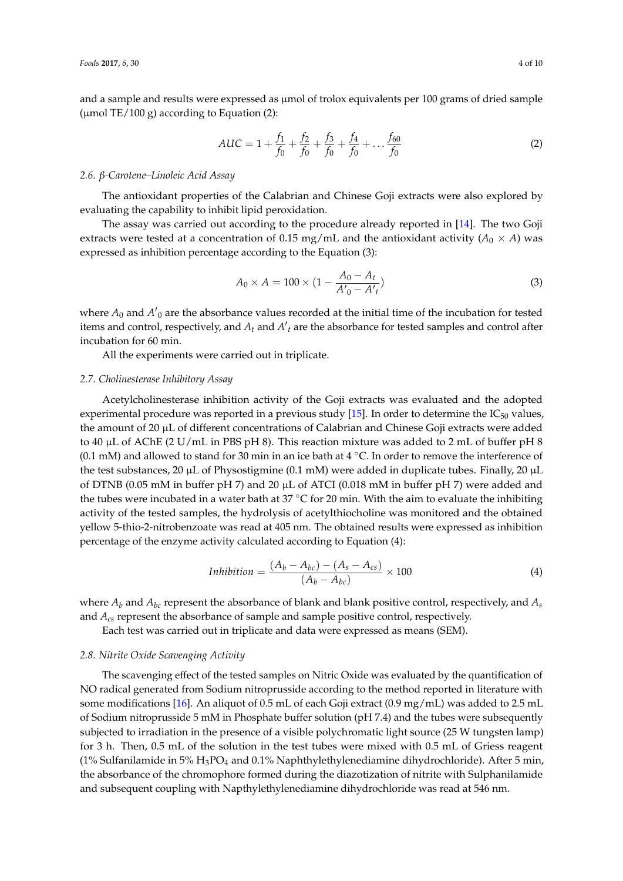and a sample and results were expressed as μmol of trolox equivalents per 100 grams of dried sample (μmol TE/100 g) according to Equation (2):

$$AUC = 1 + \frac{f_1}{f_0} + \frac{f_2}{f_0} + \frac{f_3}{f_0} + \frac{f_4}{f_0} + \ldots \frac{f_{60}}{f_0} \quad (2)$$

### 2.6. β-Carotene–Linoleic Acid Assay

The antioxidant properties of the Calabrian and Chinese Goji extracts were also explored by evaluating the capability to inhibit lipid peroxidation.

The assay was carried out according to the procedure already reported in [14]. The two Goji extracts were tested at a concentration of 0.15 mg/mL and the antioxidant activity ($A_0 \times A$) was expressed as inhibition percentage according to the Equation (3):

$$A_0 \times A = 100 \times (1 - \frac{A_0 - A_t}{A'_0 - A'_t}) \quad (3)$$

where $A_0$ and $A'_0$ are the absorbance values recorded at the initial time of the incubation for tested items and control, respectively, and $A_t$ and $A'_t$ are the absorbance for tested samples and control after incubation for 60 min.

All the experiments were carried out in triplicate.

### 2.7. Cholinesterase Inhibitory Assay

Acetylcholinesterase inhibition activity of the Goji extracts was evaluated and the adopted experimental procedure was reported in a previous study [15]. In order to determine the $IC_{50}$ values, the amount of 20 μL of different concentrations of Calabrian and Chinese Goji extracts were added to 40 μL of AChE (2 U/mL in PBS pH 8). This reaction mixture was added to 2 mL of buffer pH 8 (0.1 mM) and allowed to stand for 30 min in an ice bath at 4 °C. In order to remove the interference of the test substances, 20 μL of Physostigmine (0.1 mM) were added in duplicate tubes. Finally, 20 μL of DTNB (0.05 mM in buffer pH 7) and 20 μL of ATCI (0.018 mM in buffer pH 7) were added and the tubes were incubated in a water bath at 37 °C for 20 min. With the aim to evaluate the inhibiting activity of the tested samples, the hydrolysis of acetylthiocholine was monitored and the obtained yellow 5-thio-2-nitrobenzoate was read at 405 nm. The obtained results were expressed as inhibition percentage of the enzyme activity calculated according to Equation (4):

$$Inhibition = \frac{(A_b - A_{bc}) - (A_s - A_{cs})}{(A_b - A_{bc})} \times 100 \quad (4)$$

where $A_b$ and $A_{bc}$ represent the absorbance of blank and blank positive control, respectively, and $A_s$ and $A_{cs}$ represent the absorbance of sample and sample positive control, respectively.

Each test was carried out in triplicate and data were expressed as means (SEM).

### 2.8. Nitrite Oxide Scavenging Activity

The scavenging effect of the tested samples on Nitric Oxide was evaluated by the quantification of NO radical generated from Sodium nitroprusside according to the method reported in literature with some modifications [16]. An aliquot of 0.5 mL of each Goji extract (0.9 mg/mL) was added to 2.5 mL of Sodium nitroprusside 5 mM in Phosphate buffer solution (pH 7.4) and the tubes were subsequently subjected to irradiation in the presence of a visible polychromatic light source (25 W tungsten lamp) for 3 h. Then, 0.5 mL of the solution in the test tubes were mixed with 0.5 mL of Griess reagent (1% Sulfanilamide in 5% $H_3PO_4$ and 0.1% Naphthylethylenediamine dihydrochloride). After 5 min, the absorbance of the chromophore formed during the diazotization of nitrite with Sulphanilamide and subsequent coupling with Napthylethylenediamine dihydrochloride was read at 546 nm.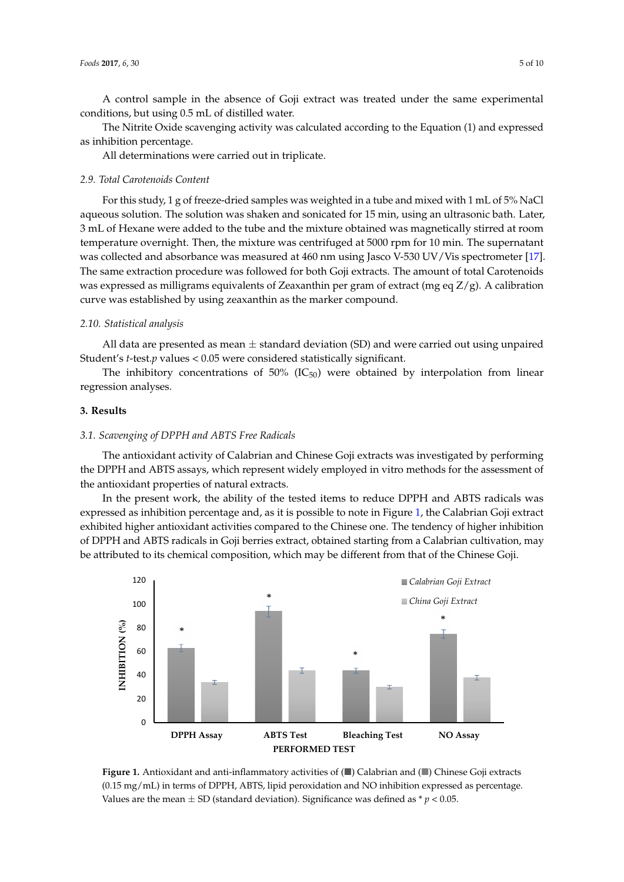A control sample in the absence of Goji extract was treated under the same experimental conditions, but using 0.5 mL of distilled water.

The Nitrite Oxide scavenging activity was calculated according to the Equation (1) and expressed as inhibition percentage.

All determinations were carried out in triplicate.

### 2.9. Total Carotenoids Content

For this study, 1 g of freeze-dried samples was weighted in a tube and mixed with 1 mL of 5% NaCl aqueous solution. The solution was shaken and sonicated for 15 min, using an ultrasonic bath. Later, 3 mL of Hexane were added to the tube and the mixture obtained was magnetically stirred at room temperature overnight. Then, the mixture was centrifuged at 5000 rpm for 10 min. The supernatant was collected and absorbance was measured at 460 nm using Jasco V-530 UV/Vis spectrometer [17]. The same extraction procedure was followed for both Goji extracts. The amount of total Carotenoids was expressed as milligrams equivalents of Zeaxanthin per gram of extract (mg eq Z/g). A calibration curve was established by using zeaxanthin as the marker compound.

### 2.10. Statistical analysis

All data are presented as mean ± standard deviation (SD) and were carried out using unpaired Student's *t*-test.*p* values < 0.05 were considered statistically significant.

The inhibitory concentrations of 50% ($IC_{50}$) were obtained by interpolation from linear regression analyses.

## 3. Results

### 3.1. Scavenging of DPPH and ABTS Free Radicals

The antioxidant activity of Calabrian and Chinese Goji extracts was investigated by performing the DPPH and ABTS assays, which represent widely employed in vitro methods for the assessment of the antioxidant properties of natural extracts.

In the present work, the ability of the tested items to reduce DPPH and ABTS radicals was expressed as inhibition percentage and, as it is possible to note in Figure 1, the Calabrian Goji extract exhibited higher antioxidant activities compared to the Chinese one. The tendency of higher inhibition of DPPH and ABTS radicals in Goji berries extract, obtained starting from a Calabrian cultivation, may be attributed to its chemical composition, which may be different from that of the Chinese Goji.

**Figure 1.** Antioxidant and anti-inflammatory activities of (■) Calabrian and (■) Chinese Goji extracts (0.15 mg/mL) in terms of DPPH, ABTS, lipid peroxidation and NO inhibition expressed as percentage. Values are the mean ± SD (standard deviation). Significance was defined as * $p < 0.05$.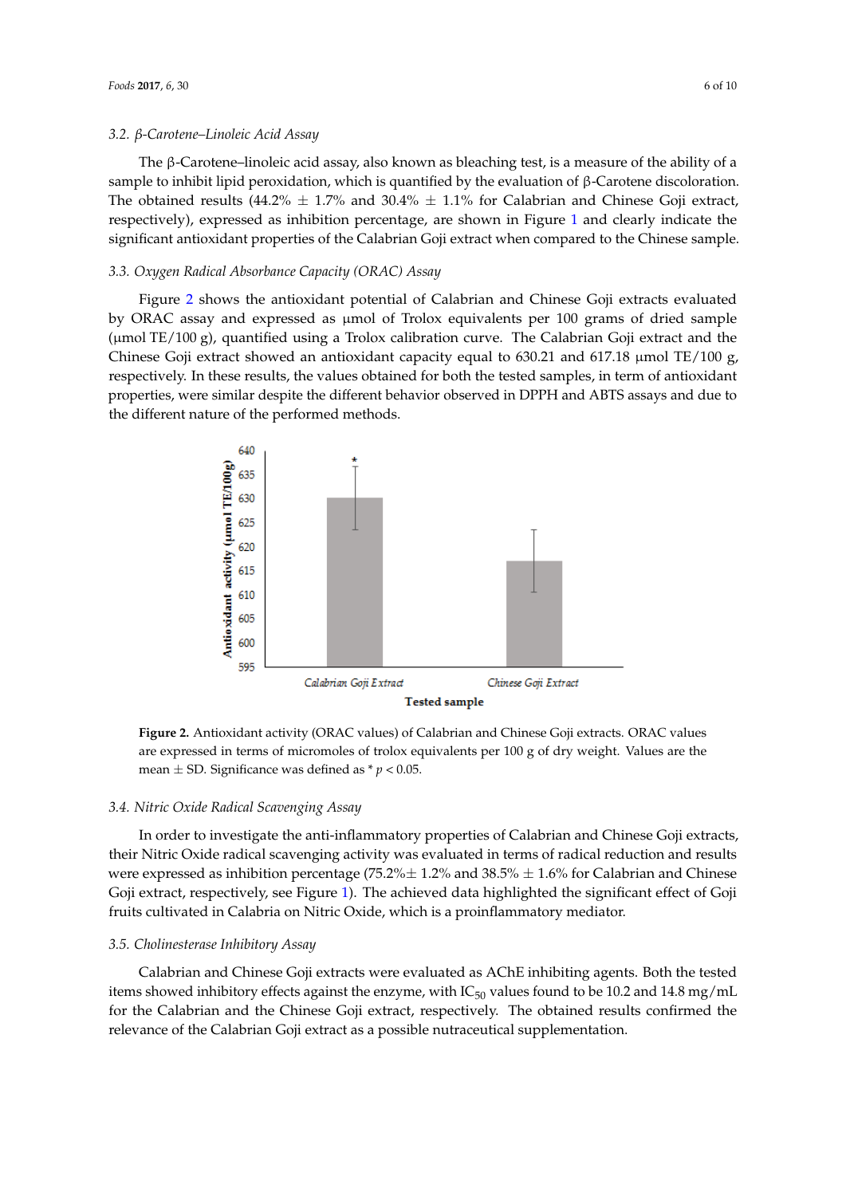### 3.2. β-Carotene–Linoleic Acid Assay

The β-Carotene–linoleic acid assay, also known as bleaching test, is a measure of the ability of a sample to inhibit lipid peroxidation, which is quantified by the evaluation of β-Carotene discoloration. The obtained results (44.2% ± 1.7% and 30.4% ± 1.1% for Calabrian and Chinese Goji extract, respectively), expressed as inhibition percentage, are shown in Figure 1 and clearly indicate the significant antioxidant properties of the Calabrian Goji extract when compared to the Chinese sample.

### 3.3. Oxygen Radical Absorbance Capacity (ORAC) Assay

Figure 2 shows the antioxidant potential of Calabrian and Chinese Goji extracts evaluated by ORAC assay and expressed as μmol of Trolox equivalents per 100 grams of dried sample (μmol TE/100 g), quantified using a Trolox calibration curve. The Calabrian Goji extract and the Chinese Goji extract showed an antioxidant capacity equal to 630.21 and 617.18 μmol TE/100 g, respectively. In these results, the values obtained for both the tested samples, in term of antioxidant properties, were similar despite the different behavior observed in DPPH and ABTS assays and due to the different nature of the performed methods.

**Figure 2.** Antioxidant activity (ORAC values) of Calabrian and Chinese Goji extracts. ORAC values are expressed in terms of micromoles of trolox equivalents per 100 g of dry weight. Values are the mean ± SD. Significance was defined as * $p < 0.05$.

### 3.4. Nitric Oxide Radical Scavenging Assay

In order to investigate the anti-inflammatory properties of Calabrian and Chinese Goji extracts, their Nitric Oxide radical scavenging activity was evaluated in terms of radical reduction and results were expressed as inhibition percentage (75.2%± 1.2% and 38.5% ± 1.6% for Calabrian and Chinese Goji extract, respectively, see Figure 1). The achieved data highlighted the significant effect of Goji fruits cultivated in Calabria on Nitric Oxide, which is a proinflammatory mediator.

### 3.5. Cholinesterase Inhibitory Assay

Calabrian and Chinese Goji extracts were evaluated as AChE inhibiting agents. Both the tested items showed inhibitory effects against the enzyme, with $IC_{50}$ values found to be 10.2 and 14.8 mg/mL for the Calabrian and the Chinese Goji extract, respectively. The obtained results confirmed the relevance of the Calabrian Goji extract as a possible nutraceutical supplementation.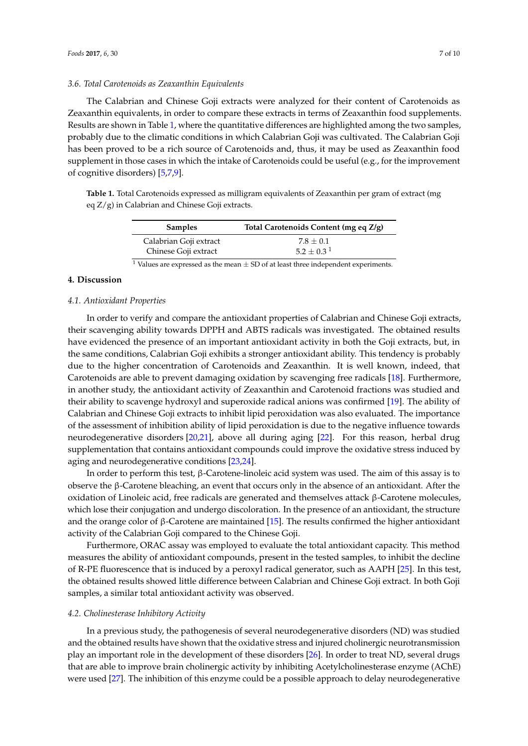### 3.6. Total Carotenoids as Zeaxanthin Equivalents

The Calabrian and Chinese Goji extracts were analyzed for their content of Carotenoids as Zeaxanthin equivalents, in order to compare these extracts in terms of Zeaxanthin food supplements. Results are shown in Table 1, where the quantitative differences are highlighted among the two samples, probably due to the climatic conditions in which Calabrian Goji was cultivated. The Calabrian Goji has been proved to be a rich source of Carotenoids and, thus, it may be used as Zeaxanthin food supplement in those cases in which the intake of Carotenoids could be useful (e.g., for the improvement of cognitive disorders) [5,7,9].

**Table 1.** Total Carotenoids expressed as milligram equivalents of Zeaxanthin per gram of extract (mg eq Z/g) in Calabrian and Chinese Goji extracts.

| Samples | Total Carotenoids Content (mg eq Z/g) |
| --- | --- |
| Calabrian Goji extract | $7.8 \pm 0.1$ |
| Chinese Goji extract | $5.2 \pm 0.3$ [1] |

[1] Values are expressed as the mean ± SD of at least three independent experiments.

## 4. Discussion

### 4.1. Antioxidant Properties

In order to verify and compare the antioxidant properties of Calabrian and Chinese Goji extracts, their scavenging ability towards DPPH and ABTS radicals was investigated. The obtained results have evidenced the presence of an important antioxidant activity in both the Goji extracts, but, in the same conditions, Calabrian Goji exhibits a stronger antioxidant ability. This tendency is probably due to the higher concentration of Carotenoids and Zeaxanthin. It is well known, indeed, that Carotenoids are able to prevent damaging oxidation by scavenging free radicals [18]. Furthermore, in another study, the antioxidant activity of Zeaxanthin and Carotenoid fractions was studied and their ability to scavenge hydroxyl and superoxide radical anions was confirmed [19]. The ability of Calabrian and Chinese Goji extracts to inhibit lipid peroxidation was also evaluated. The importance of the assessment of inhibition ability of lipid peroxidation is due to the negative influence towards neurodegenerative disorders [20,21], above all during aging [22]. For this reason, herbal drug supplementation that contains antioxidant compounds could improve the oxidative stress induced by aging and neurodegenerative conditions [23,24].

In order to perform this test, β-Carotene-linoleic acid system was used. The aim of this assay is to observe the β-Carotene bleaching, an event that occurs only in the absence of an antioxidant. After the oxidation of Linoleic acid, free radicals are generated and themselves attack β-Carotene molecules, which lose their conjugation and undergo discoloration. In the presence of an antioxidant, the structure and the orange color of β-Carotene are maintained [15]. The results confirmed the higher antioxidant activity of the Calabrian Goji compared to the Chinese Goji.

Furthermore, ORAC assay was employed to evaluate the total antioxidant capacity. This method measures the ability of antioxidant compounds, present in the tested samples, to inhibit the decline of R-PE fluorescence that is induced by a peroxyl radical generator, such as AAPH [25]. In this test, the obtained results showed little difference between Calabrian and Chinese Goji extract. In both Goji samples, a similar total antioxidant activity was observed.

### 4.2. Cholinesterase Inhibitory Activity

In a previous study, the pathogenesis of several neurodegenerative disorders (ND) was studied and the obtained results have shown that the oxidative stress and injured cholinergic neurotransmission play an important role in the development of these disorders [26]. In order to treat ND, several drugs that are able to improve brain cholinergic activity by inhibiting Acetylcholinesterase enzyme (AChE) were used [27]. The inhibition of this enzyme could be a possible approach to delay neurodegenerative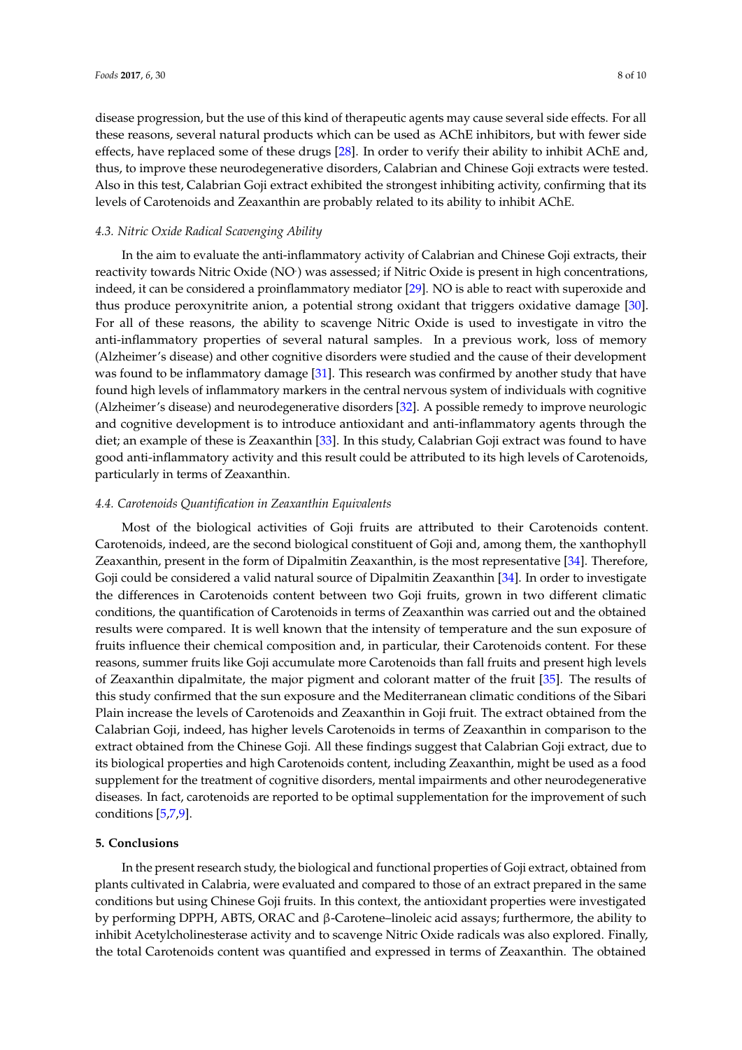disease progression, but the use of this kind of therapeutic agents may cause several side effects. For all these reasons, several natural products which can be used as AChE inhibitors, but with fewer side effects, have replaced some of these drugs [28]. In order to verify their ability to inhibit AChE and, thus, to improve these neurodegenerative disorders, Calabrian and Chinese Goji extracts were tested. Also in this test, Calabrian Goji extract exhibited the strongest inhibiting activity, confirming that its levels of Carotenoids and Zeaxanthin are probably related to its ability to inhibit AChE.

### *4.3. Nitric Oxide Radical Scavenging Ability*

In the aim to evaluate the anti-inflammatory activity of Calabrian and Chinese Goji extracts, their reactivity towards Nitric Oxide ($NO^{\cdot}$) was assessed; if Nitric Oxide is present in high concentrations, indeed, it can be considered a proinflammatory mediator [29]. NO is able to react with superoxide and thus produce peroxynitrite anion, a potential strong oxidant that triggers oxidative damage [30]. For all of these reasons, the ability to scavenge Nitric Oxide is used to investigate in vitro the anti-inflammatory properties of several natural samples. In a previous work, loss of memory (Alzheimer's disease) and other cognitive disorders were studied and the cause of their development was found to be inflammatory damage [31]. This research was confirmed by another study that have found high levels of inflammatory markers in the central nervous system of individuals with cognitive (Alzheimer's disease) and neurodegenerative disorders [32]. A possible remedy to improve neurologic and cognitive development is to introduce antioxidant and anti-inflammatory agents through the diet; an example of these is Zeaxanthin [33]. In this study, Calabrian Goji extract was found to have good anti-inflammatory activity and this result could be attributed to its high levels of Carotenoids, particularly in terms of Zeaxanthin.

### *4.4. Carotenoids Quantification in Zeaxanthin Equivalents*

Most of the biological activities of Goji fruits are attributed to their Carotenoids content. Carotenoids, indeed, are the second biological constituent of Goji and, among them, the xanthophyll Zeaxanthin, present in the form of Dipalmitin Zeaxanthin, is the most representative [34]. Therefore, Goji could be considered a valid natural source of Dipalmitin Zeaxanthin [34]. In order to investigate the differences in Carotenoids content between two Goji fruits, grown in two different climatic conditions, the quantification of Carotenoids in terms of Zeaxanthin was carried out and the obtained results were compared. It is well known that the intensity of temperature and the sun exposure of fruits influence their chemical composition and, in particular, their Carotenoids content. For these reasons, summer fruits like Goji accumulate more Carotenoids than fall fruits and present high levels of Zeaxanthin dipalmitate, the major pigment and colorant matter of the fruit [35]. The results of this study confirmed that the sun exposure and the Mediterranean climatic conditions of the Sibari Plain increase the levels of Carotenoids and Zeaxanthin in Goji fruit. The extract obtained from the Calabrian Goji, indeed, has higher levels Carotenoids in terms of Zeaxanthin in comparison to the extract obtained from the Chinese Goji. All these findings suggest that Calabrian Goji extract, due to its biological properties and high Carotenoids content, including Zeaxanthin, might be used as a food supplement for the treatment of cognitive disorders, mental impairments and other neurodegenerative diseases. In fact, carotenoids are reported to be optimal supplementation for the improvement of such conditions [5,7,9].

## 5. Conclusions

In the present research study, the biological and functional properties of Goji extract, obtained from plants cultivated in Calabria, were evaluated and compared to those of an extract prepared in the same conditions but using Chinese Goji fruits. In this context, the antioxidant properties were investigated by performing DPPH, ABTS, ORAC and β-Carotene–linoleic acid assays; furthermore, the ability to inhibit Acetylcholinesterase activity and to scavenge Nitric Oxide radicals was also explored. Finally, the total Carotenoids content was quantified and expressed in terms of Zeaxanthin. The obtained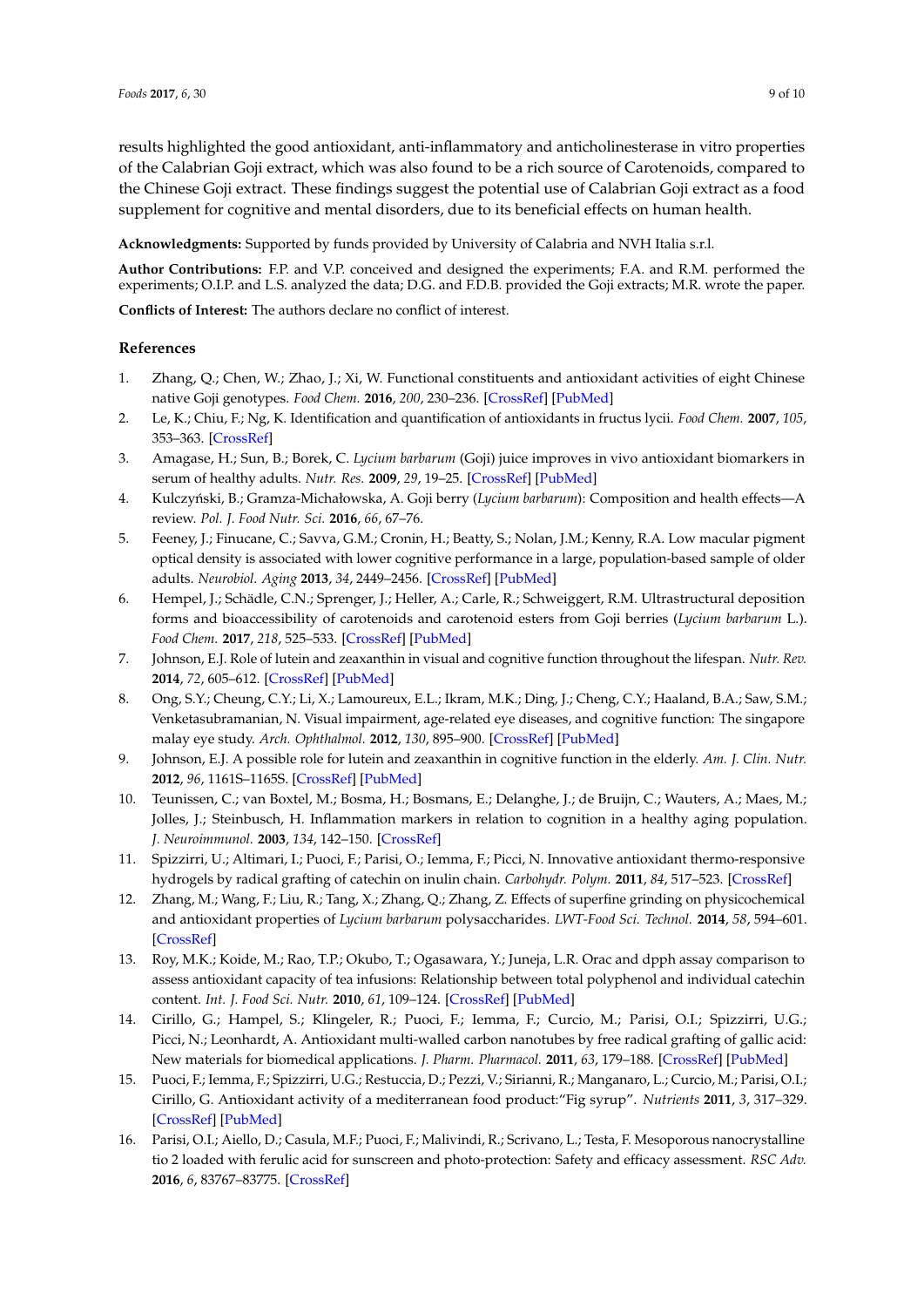results highlighted the good antioxidant, anti-inflammatory and anticholinesterase in vitro properties of the Calabrian Goji extract, which was also found to be a rich source of Carotenoids, compared to the Chinese Goji extract. These findings suggest the potential use of Calabrian Goji extract as a food supplement for cognitive and mental disorders, due to its beneficial effects on human health.

**Acknowledgments:** Supported by funds provided by University of Calabria and NVH Italia s.r.l.

**Author Contributions:** F.P. and V.P. conceived and designed the experiments; F.A. and R.M. performed the experiments; O.I.P. and L.S. analyzed the data; D.G. and F.D.B. provided the Goji extracts; M.R. wrote the paper.

**Conflicts of Interest:** The authors declare no conflict of interest.

## References

1. Zhang, Q.; Chen, W.; Zhao, J.; Xi, W. Functional constituents and antioxidant activities of eight Chinese native Goji genotypes. *Food Chem.* **2016**, *200*, 230–236. [CrossRef] [PubMed]
2. Le, K.; Chiu, F.; Ng, K. Identification and quantification of antioxidants in fructus lycii. *Food Chem.* **2007**, *105*, 353–363. [CrossRef]
3. Amagase, H.; Sun, B.; Borek, C. *Lycium barbarum* (Goji) juice improves in vivo antioxidant biomarkers in serum of healthy adults. *Nutr. Res.* **2009**, *29*, 19–25. [CrossRef] [PubMed]
4. Kulczyński, B.; Gramza-Michałowska, A. Goji berry (*Lycium barbarum*): Composition and health effects—A review. *Pol. J. Food Nutr. Sci.* **2016**, *66*, 67–76.
5. Feeney, J.; Finucane, C.; Savva, G.M.; Cronin, H.; Beatty, S.; Nolan, J.M.; Kenny, R.A. Low macular pigment optical density is associated with lower cognitive performance in a large, population-based sample of older adults. *Neurobiol. Aging* **2013**, *34*, 2449–2456. [CrossRef] [PubMed]
6. Hempel, J.; Schädle, C.N.; Sprenger, J.; Heller, A.; Carle, R.; Schweiggert, R.M. Ultrastructural deposition forms and bioaccessibility of carotenoids and carotenoid esters from Goji berries (*Lycium barbarum* L.). *Food Chem.* **2017**, *218*, 525–533. [CrossRef] [PubMed]
7. Johnson, E.J. Role of lutein and zeaxanthin in visual and cognitive function throughout the lifespan. *Nutr. Rev.* **2014**, *72*, 605–612. [CrossRef] [PubMed]
8. Ong, S.Y.; Cheung, C.Y.; Li, X.; Lamoureux, E.L.; Ikram, M.K.; Ding, J.; Cheng, C.Y.; Haaland, B.A.; Saw, S.M.; Venketasubramanian, N. Visual impairment, age-related eye diseases, and cognitive function: The singapore malay eye study. *Arch. Ophthalmol.* **2012**, *130*, 895–900. [CrossRef] [PubMed]
9. Johnson, E.J. A possible role for lutein and zeaxanthin in cognitive function in the elderly. *Am. J. Clin. Nutr.* **2012**, *96*, 1161S–1165S. [CrossRef] [PubMed]
10. Teunissen, C.; van Boxtel, M.; Bosma, H.; Bosmans, E.; Delanghe, J.; de Bruijn, C.; Wauters, A.; Maes, M.; Jolles, J.; Steinbusch, H. Inflammation markers in relation to cognition in a healthy aging population. *J. Neuroimmunol.* **2003**, *134*, 142–150. [CrossRef]
11. Spizzirri, U.; Altimari, I.; Puoci, F.; Parisi, O.; Iemma, F.; Picci, N. Innovative antioxidant thermo-responsive hydrogels by radical grafting of catechin on inulin chain. *Carbohydr. Polym.* **2011**, *84*, 517–523. [CrossRef]
12. Zhang, M.; Wang, F.; Liu, R.; Tang, X.; Zhang, Q.; Zhang, Z. Effects of superfine grinding on physicochemical and antioxidant properties of *Lycium barbarum* polysaccharides. *LWT-Food Sci. Technol.* **2014**, *58*, 594–601. [CrossRef]
13. Roy, M.K.; Koide, M.; Rao, T.P.; Okubo, T.; Ogasawara, Y.; Juneja, L.R. Orac and dpph assay comparison to assess antioxidant capacity of tea infusions: Relationship between total polyphenol and individual catechin content. *Int. J. Food Sci. Nutr.* **2010**, *61*, 109–124. [CrossRef] [PubMed]
14. Cirillo, G.; Hampel, S.; Klingeler, R.; Puoci, F.; Iemma, F.; Curcio, M.; Parisi, O.I.; Spizzirri, U.G.; Picci, N.; Leonhardt, A. Antioxidant multi-walled carbon nanotubes by free radical grafting of gallic acid: New materials for biomedical applications. *J. Pharm. Pharmacol.* **2011**, *63*, 179–188. [CrossRef] [PubMed]
15. Puoci, F.; Iemma, F.; Spizzirri, U.G.; Restuccia, D.; Pezzi, V.; Sirianni, R.; Manganaro, L.; Curcio, M.; Parisi, O.I.; Cirillo, G. Antioxidant activity of a mediterranean food product:"Fig syrup". *Nutrients* **2011**, *3*, 317–329. [CrossRef] [PubMed]
16. Parisi, O.I.; Aiello, D.; Casula, M.F.; Puoci, F.; Malivindi, R.; Scrivano, L.; Testa, F. Mesoporous nanocrystalline tio 2 loaded with ferulic acid for sunscreen and photo-protection: Safety and efficacy assessment. *RSC Adv.* **2016**, *6*, 83767–83775. [CrossRef]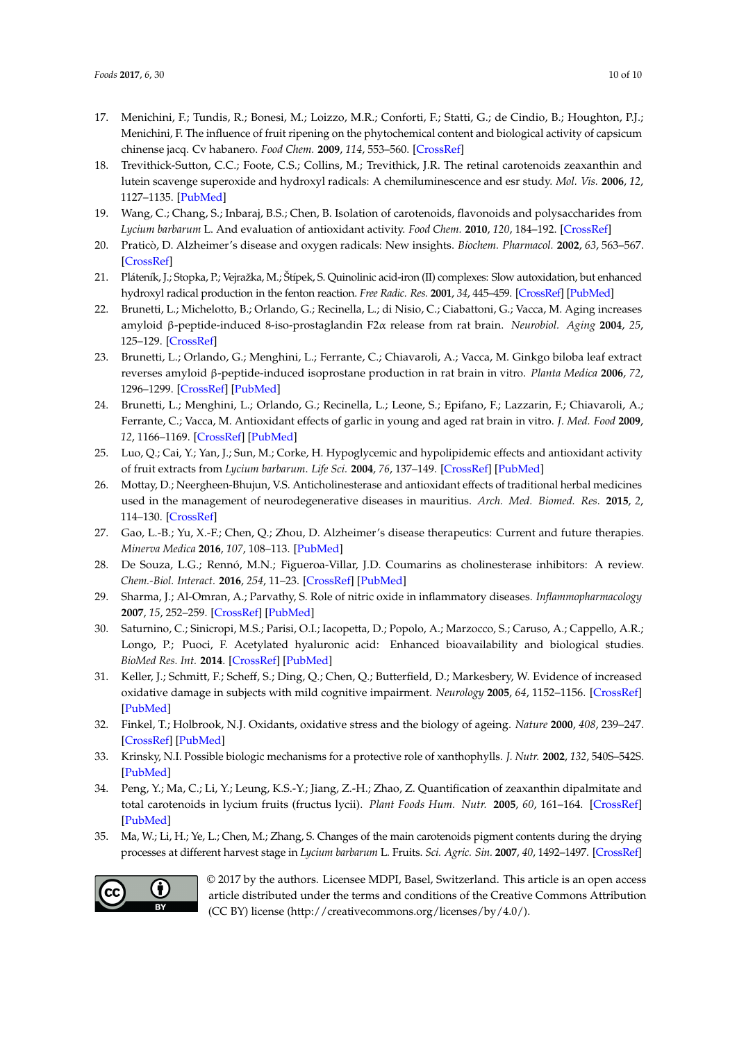17. Menichini, F.; Tundis, R.; Bonesi, M.; Loizzo, M.R.; Conforti, F.; Statti, G.; de Cindio, B.; Houghton, P.J.; Menichini, F. The influence of fruit ripening on the phytochemical content and biological activity of capsicum chinense jacq. Cv habanero. *Food Chem.* **2009**, *114*, 553–560. [CrossRef]
18. Trevithick-Sutton, C.C.; Foote, C.S.; Collins, M.; Trevithick, J.R. The retinal carotenoids zeaxanthin and lutein scavenge superoxide and hydroxyl radicals: A chemiluminescence and esr study. *Mol. Vis.* **2006**, *12*, 1127–1135. [PubMed]
19. Wang, C.; Chang, S.; Inbaraj, B.S.; Chen, B. Isolation of carotenoids, flavonoids and polysaccharides from *Lycium barbarum* L. And evaluation of antioxidant activity. *Food Chem.* **2010**, *120*, 184–192. [CrossRef]
20. Praticò, D. Alzheimer's disease and oxygen radicals: New insights. *Biochem. Pharmacol.* **2002**, *63*, 563–567. [CrossRef]
21. Pláteník, J.; Stopka, P.; Vejražka, M.; Štípek, S. Quinolinic acid-iron (II) complexes: Slow autoxidation, but enhanced hydroxyl radical production in the fenton reaction. *Free Radic. Res.* **2001**, *34*, 445–459. [CrossRef] [PubMed]
22. Brunetti, L.; Michelotto, B.; Orlando, G.; Recinella, L.; di Nisio, C.; Ciabattoni, G.; Vacca, M. Aging increases amyloid β-peptide-induced 8-iso-prostaglandin F2α release from rat brain. *Neurobiol. Aging* **2004**, *25*, 125–129. [CrossRef]
23. Brunetti, L.; Orlando, G.; Menghini, L.; Ferrante, C.; Chiavaroli, A.; Vacca, M. Ginkgo biloba leaf extract reverses amyloid β-peptide-induced isoprostane production in rat brain in vitro. *Planta Medica* **2006**, *72*, 1296–1299. [CrossRef] [PubMed]
24. Brunetti, L.; Menghini, L.; Orlando, G.; Recinella, L.; Leone, S.; Epifano, F.; Lazzarin, F.; Chiavaroli, A.; Ferrante, C.; Vacca, M. Antioxidant effects of garlic in young and aged rat brain in vitro. *J. Med. Food* **2009**, *12*, 1166–1169. [CrossRef] [PubMed]
25. Luo, Q.; Cai, Y.; Yan, J.; Sun, M.; Corke, H. Hypoglycemic and hypolipidemic effects and antioxidant activity of fruit extracts from *Lycium barbarum*. *Life Sci.* **2004**, *76*, 137–149. [CrossRef] [PubMed]
26. Mottay, D.; Neergheen-Bhujun, V.S. Anticholinesterase and antioxidant effects of traditional herbal medicines used in the management of neurodegenerative diseases in mauritius. *Arch. Med. Biomed. Res.* **2015**, *2*, 114–130. [CrossRef]
27. Gao, L.-B.; Yu, X.-F.; Chen, Q.; Zhou, D. Alzheimer's disease therapeutics: Current and future therapies. *Minerva Medica* **2016**, *107*, 108–113. [PubMed]
28. De Souza, L.G.; Rennó, M.N.; Figueroa-Villar, J.D. Coumarins as cholinesterase inhibitors: A review. *Chem.-Biol. Interact.* **2016**, *254*, 11–23. [CrossRef] [PubMed]
29. Sharma, J.; Al-Omran, A.; Parvathy, S. Role of nitric oxide in inflammatory diseases. *Inflammopharmacology* **2007**, *15*, 252–259. [CrossRef] [PubMed]
30. Saturnino, C.; Sinicropi, M.S.; Parisi, O.I.; Iacopetta, D.; Popolo, A.; Marzocco, S.; Caruso, A.; Cappello, A.R.; Longo, P.; Puoci, F. Acetylated hyaluronic acid: Enhanced bioavailability and biological studies. *BioMed Res. Int.* **2014**. [CrossRef] [PubMed]
31. Keller, J.; Schmitt, F.; Scheff, S.; Ding, Q.; Chen, Q.; Butterfield, D.; Markesbery, W. Evidence of increased oxidative damage in subjects with mild cognitive impairment. *Neurology* **2005**, *64*, 1152–1156. [CrossRef] [PubMed]
32. Finkel, T.; Holbrook, N.J. Oxidants, oxidative stress and the biology of ageing. *Nature* **2000**, *408*, 239–247. [CrossRef] [PubMed]
33. Krinsky, N.I. Possible biologic mechanisms for a protective role of xanthophylls. *J. Nutr.* **2002**, *132*, 540S–542S. [PubMed]
34. Peng, Y.; Ma, C.; Li, Y.; Leung, K.S.-Y.; Jiang, Z.-H.; Zhao, Z. Quantification of zeaxanthin dipalmitate and total carotenoids in lycium fruits (fructus lycii). *Plant Foods Hum. Nutr.* **2005**, *60*, 161–164. [CrossRef] [PubMed]
35. Ma, W.; Li, H.; Ye, L.; Chen, M.; Zhang, S. Changes of the main carotenoids pigment contents during the drying processes at different harvest stage in *Lycium barbarum* L. Fruits. *Sci. Agric. Sin.* **2007**, *40*, 1492–1497. [CrossRef]

© 2017 by the authors. Licensee MDPI, Basel, Switzerland. This article is an open access article distributed under the terms and conditions of the Creative Commons Attribution (CC BY) license (http://creativecommons.org/licenses/by/4.0/).